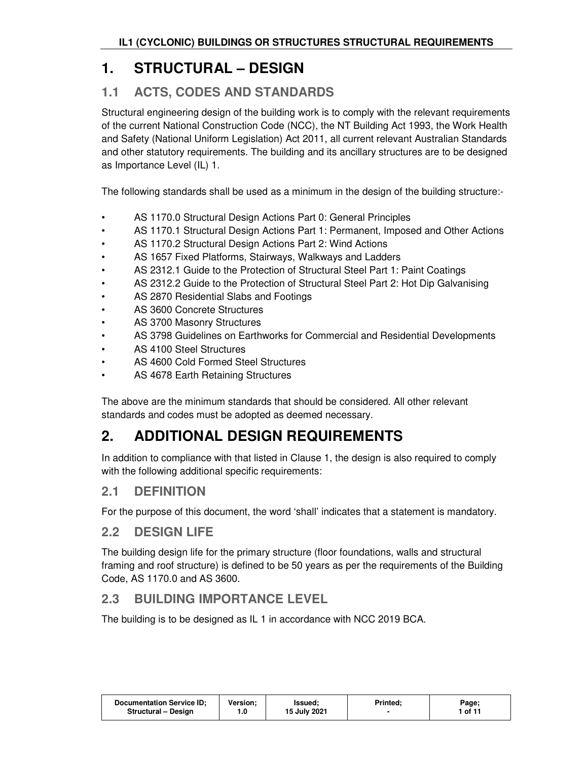# 1. STRUCTURAL – DESIGN

## 1.1 ACTS, CODES AND STANDARDS

Structural engineering design of the building work is to comply with the relevant requirements of the current National Construction Code (NCC), the NT Building Act 1993, the Work Health and Safety (National Uniform Legislation) Act 2011, all current relevant Australian Standards and other statutory requirements. The building and its ancillary structures are to be designed as Importance Level (IL) 1.

The following standards shall be used as a minimum in the design of the building structure:-

- AS 1170.0 Structural Design Actions Part 0: General Principles
- AS 1170.1 Structural Design Actions Part 1: Permanent, Imposed and Other Actions
- AS 1170.2 Structural Design Actions Part 2: Wind Actions
- AS 1657 Fixed Platforms, Stairways, Walkways and Ladders
- AS 2312.1 Guide to the Protection of Structural Steel Part 1: Paint Coatings
- AS 2312.2 Guide to the Protection of Structural Steel Part 2: Hot Dip Galvanising
- AS 2870 Residential Slabs and Footings
- AS 3600 Concrete Structures
- AS 3700 Masonry Structures
- AS 3798 Guidelines on Earthworks for Commercial and Residential Developments
- AS 4100 Steel Structures
- AS 4600 Cold Formed Steel Structures
- AS 4678 Earth Retaining Structures

The above are the minimum standards that should be considered. All other relevant standards and codes must be adopted as deemed necessary.

# 2. ADDITIONAL DESIGN REQUIREMENTS

In addition to compliance with that listed in Clause 1, the design is also required to comply with the following additional specific requirements:

## 2.1 DEFINITION

For the purpose of this document, the word 'shall' indicates that a statement is mandatory.

## 2.2 DESIGN LIFE

The building design life for the primary structure (floor foundations, walls and structural framing and roof structure) is defined to be 50 years as per the requirements of the Building Code, AS 1170.0 and AS 3600.

## 2.3 BUILDING IMPORTANCE LEVEL

The building is to be designed as IL 1 in accordance with NCC 2019 BCA.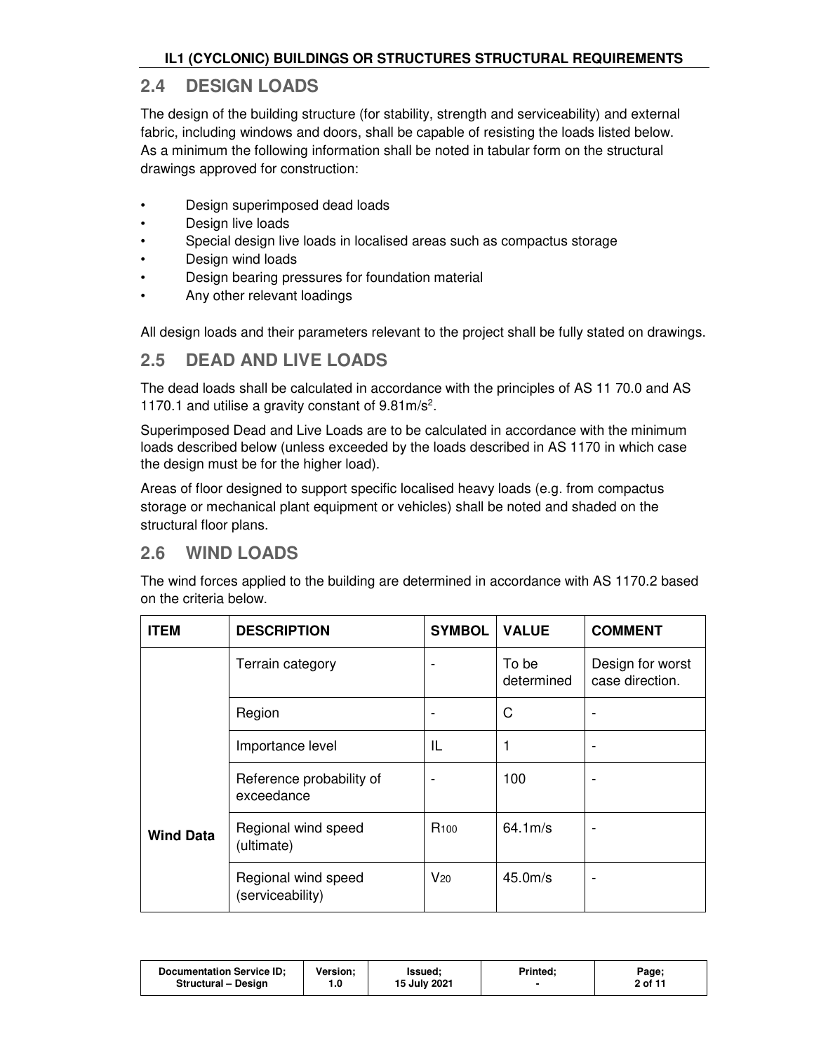## 2.4 DESIGN LOADS

The design of the building structure (for stability, strength and serviceability) and external fabric, including windows and doors, shall be capable of resisting the loads listed below. As a minimum the following information shall be noted in tabular form on the structural drawings approved for construction:

- Design superimposed dead loads
- Design live loads
- Special design live loads in localised areas such as compactus storage
- Design wind loads
- Design bearing pressures for foundation material
- Any other relevant loadings

All design loads and their parameters relevant to the project shall be fully stated on drawings.

## 2.5 DEAD AND LIVE LOADS

The dead loads shall be calculated in accordance with the principles of AS 11 70.0 and AS 1170.1 and utilise a gravity constant of 9.81m/s$^2$.

Superimposed Dead and Live Loads are to be calculated in accordance with the minimum loads described below (unless exceeded by the loads described in AS 1170 in which case the design must be for the higher load).

Areas of floor designed to support specific localised heavy loads (e.g. from compactus storage or mechanical plant equipment or vehicles) shall be noted and shaded on the structural floor plans.

## 2.6 WIND LOADS

The wind forces applied to the building are determined in accordance with AS 1170.2 based on the criteria below.

| ITEM | DESCRIPTION | SYMBOL | VALUE | COMMENT |
|---|---|---|---|---|
| Wind Data | Terrain category | - | To be determined | Design for worst case direction. |
| | Region | - | C | - |
| | Importance level | IL | 1 | - |
| | Reference probability of exceedance | - | 100 | - |
| | Regional wind speed (ultimate) | $R_{100}$ | 64.1m/s | - |
| | Regional wind speed (serviceability) | $V_{20}$ | 45.0m/s | - |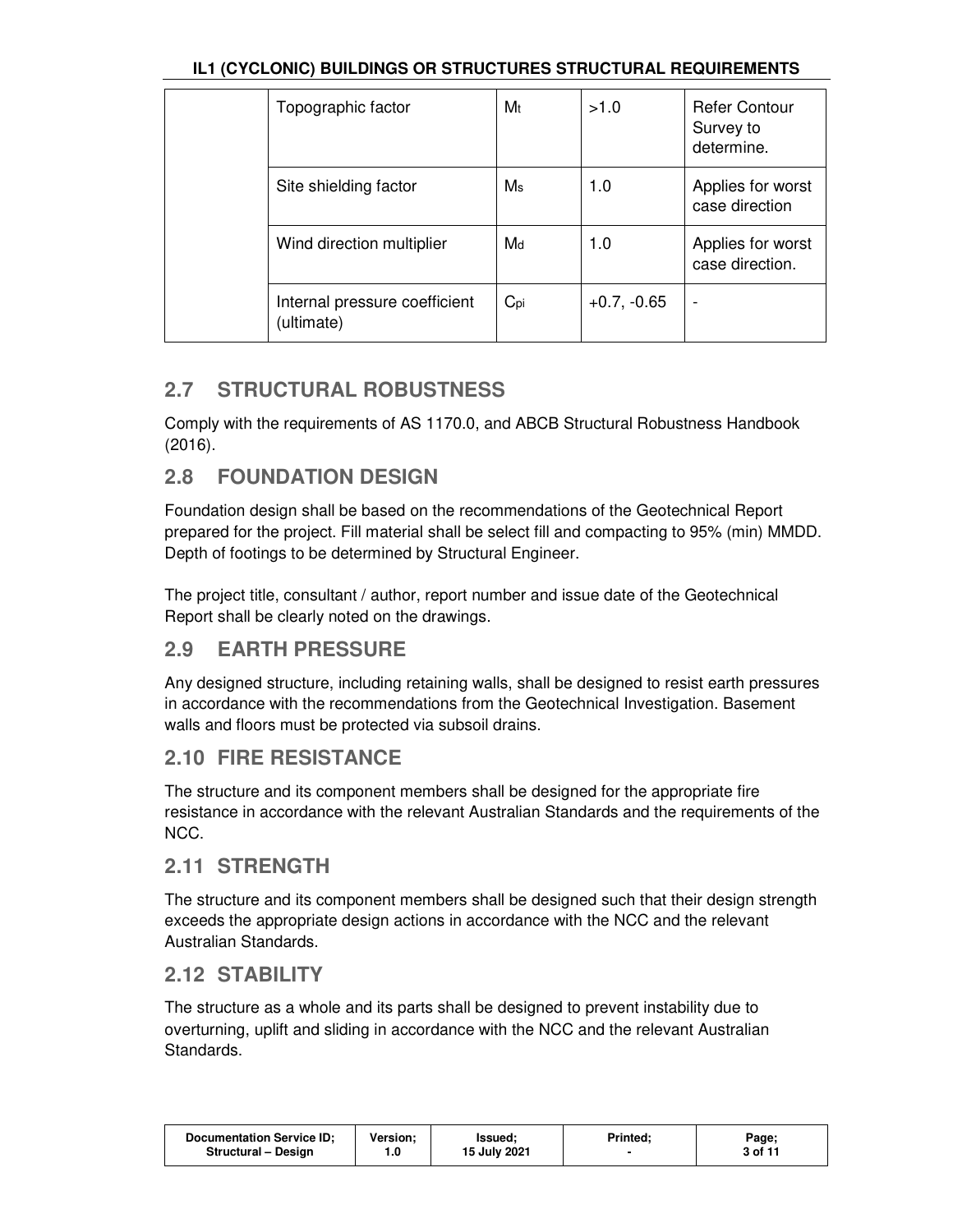| | Topographic factor | $M_t$ | >1.0 | Refer Contour Survey to determine. |
|---|---|---|---|---|
| | Site shielding factor | $M_s$ | 1.0 | Applies for worst case direction |
| | Wind direction multiplier | $M_d$ | 1.0 | Applies for worst case direction. |
| | Internal pressure coefficient (ultimate) | $C_{pi}$ | +0.7, -0.65 | - |

## 2.7 STRUCTURAL ROBUSTNESS

Comply with the requirements of AS 1170.0, and ABCB Structural Robustness Handbook (2016).

## 2.8 FOUNDATION DESIGN

Foundation design shall be based on the recommendations of the Geotechnical Report prepared for the project. Fill material shall be select fill and compacting to 95% (min) MMDD. Depth of footings to be determined by Structural Engineer.

The project title, consultant / author, report number and issue date of the Geotechnical Report shall be clearly noted on the drawings.

## 2.9 EARTH PRESSURE

Any designed structure, including retaining walls, shall be designed to resist earth pressures in accordance with the recommendations from the Geotechnical Investigation. Basement walls and floors must be protected via subsoil drains.

## 2.10 FIRE RESISTANCE

The structure and its component members shall be designed for the appropriate fire resistance in accordance with the relevant Australian Standards and the requirements of the NCC.

## 2.11 STRENGTH

The structure and its component members shall be designed such that their design strength exceeds the appropriate design actions in accordance with the NCC and the relevant Australian Standards.

## 2.12 STABILITY

The structure as a whole and its parts shall be designed to prevent instability due to overturning, uplift and sliding in accordance with the NCC and the relevant Australian Standards.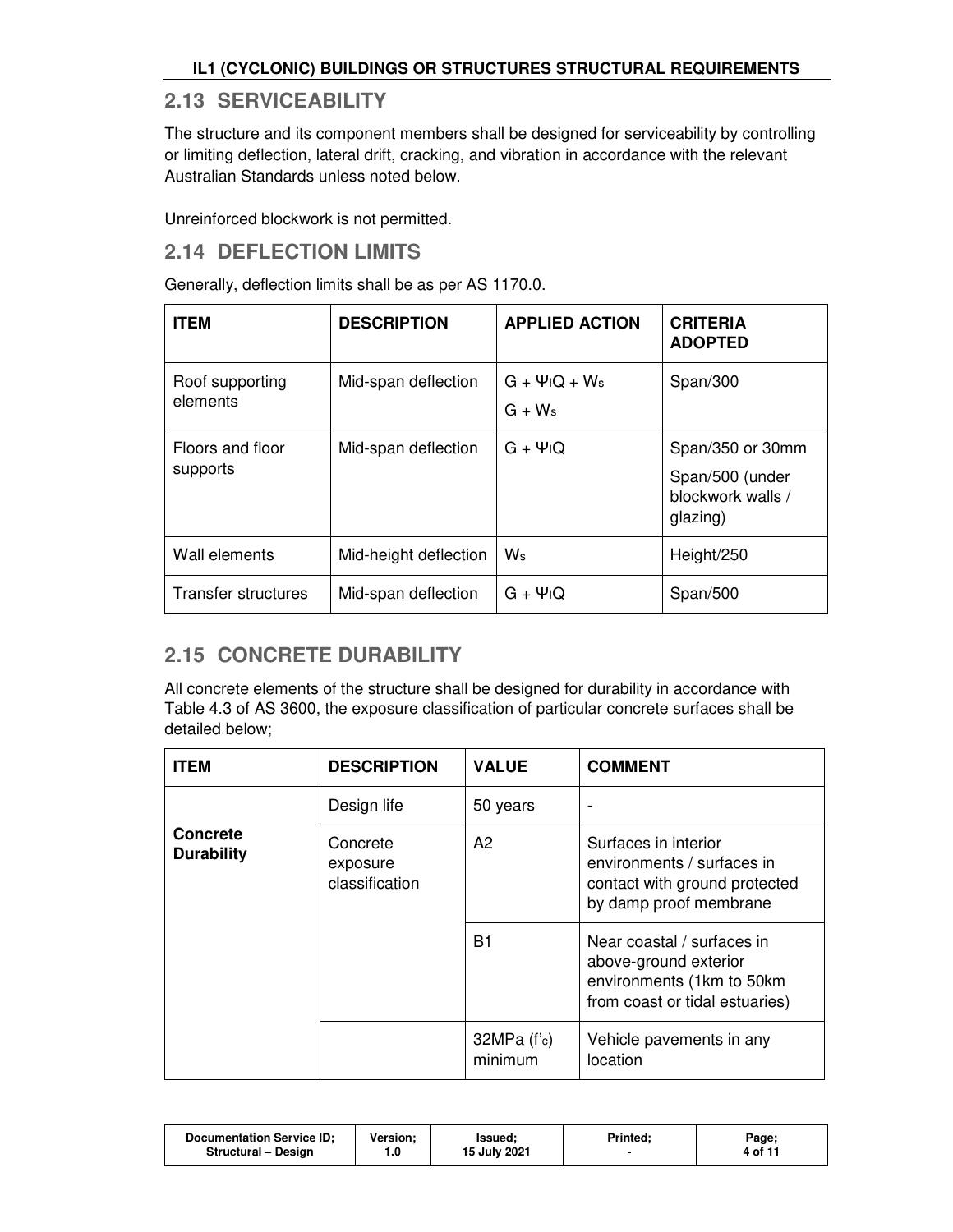## 2.13 SERVICEABILITY

The structure and its component members shall be designed for serviceability by controlling or limiting deflection, lateral drift, cracking, and vibration in accordance with the relevant Australian Standards unless noted below.

Unreinforced blockwork is not permitted.

## 2.14 DEFLECTION LIMITS

Generally, deflection limits shall be as per AS 1170.0.

| ITEM | DESCRIPTION | APPLIED ACTION | CRITERIA ADOPTED |
|---|---|---|---|
| Roof supporting elements | Mid-span deflection | $G + \Psi_l Q + W_s$<br>$G + W_s$ | Span/300 |
| Floors and floor supports | Mid-span deflection | $G + \Psi_l Q$ | Span/350 or 30mm<br>Span/500 (under blockwork walls / glazing) |
| Wall elements | Mid-height deflection | $W_s$ | Height/250 |
| Transfer structures | Mid-span deflection | $G + \Psi_l Q$ | Span/500 |

## 2.15 CONCRETE DURABILITY

All concrete elements of the structure shall be designed for durability in accordance with Table 4.3 of AS 3600, the exposure classification of particular concrete surfaces shall be detailed below;

| ITEM | DESCRIPTION | VALUE | COMMENT |
|---|---|---|---|
| **Concrete Durability** | Design life | 50 years | - |
| | Concrete exposure classification | A2 | Surfaces in interior environments / surfaces in contact with ground protected by damp proof membrane |
| | | B1 | Near coastal / surfaces in above-ground exterior environments (1km to 50km from coast or tidal estuaries) |
| | | 32MPa ($f'_c$) minimum | Vehicle pavements in any location |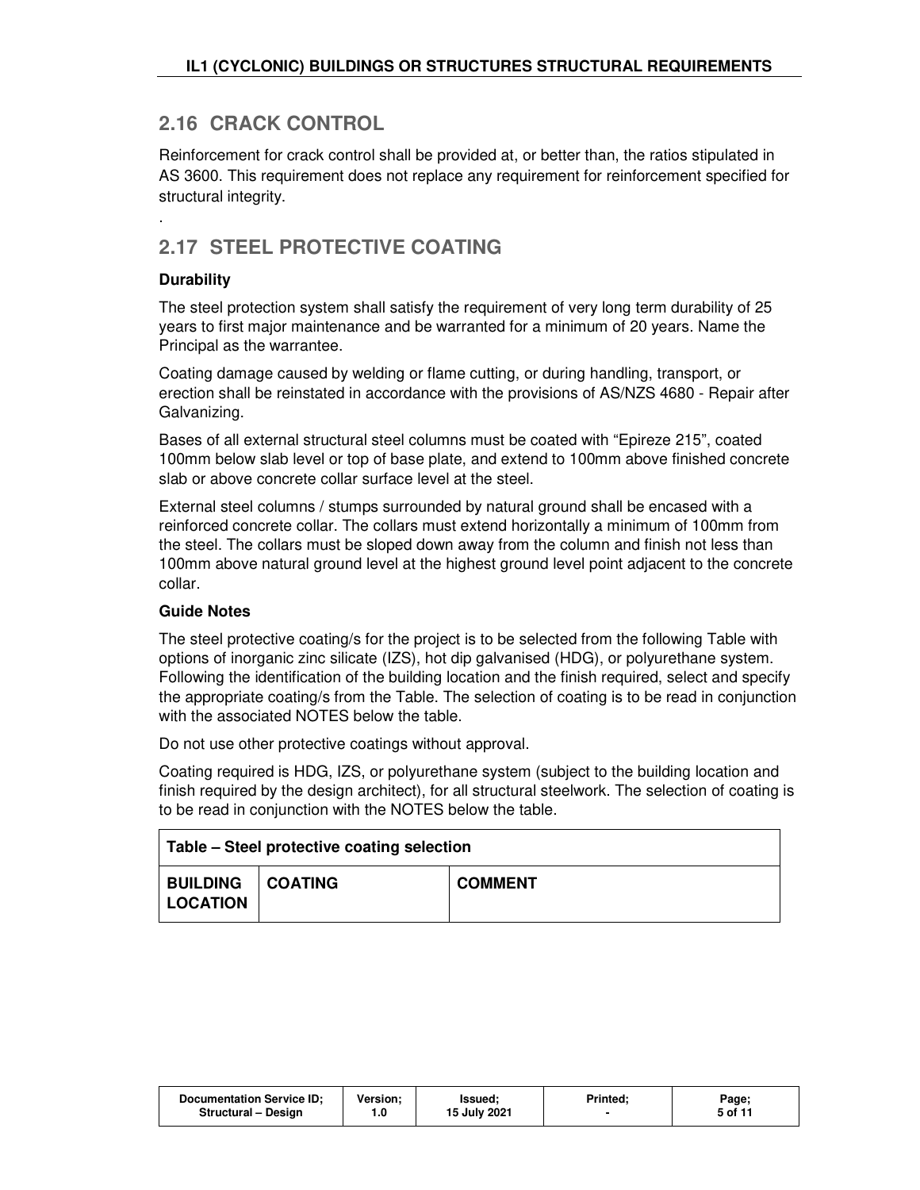## 2.16 CRACK CONTROL

Reinforcement for crack control shall be provided at, or better than, the ratios stipulated in AS 3600. This requirement does not replace any requirement for reinforcement specified for structural integrity.

.

## 2.17 STEEL PROTECTIVE COATING

**Durability**

The steel protection system shall satisfy the requirement of very long term durability of 25 years to first major maintenance and be warranted for a minimum of 20 years. Name the Principal as the warrantee.

Coating damage caused by welding or flame cutting, or during handling, transport, or erection shall be reinstated in accordance with the provisions of AS/NZS 4680 - Repair after Galvanizing.

Bases of all external structural steel columns must be coated with "Epireze 215", coated 100mm below slab level or top of base plate, and extend to 100mm above finished concrete slab or above concrete collar surface level at the steel.

External steel columns / stumps surrounded by natural ground shall be encased with a reinforced concrete collar. The collars must extend horizontally a minimum of 100mm from the steel. The collars must be sloped down away from the column and finish not less than 100mm above natural ground level at the highest ground level point adjacent to the concrete collar.

**Guide Notes**

The steel protective coating/s for the project is to be selected from the following Table with options of inorganic zinc silicate (IZS), hot dip galvanised (HDG), or polyurethane system. Following the identification of the building location and the finish required, select and specify the appropriate coating/s from the Table. The selection of coating is to be read in conjunction with the associated NOTES below the table.

Do not use other protective coatings without approval.

Coating required is HDG, IZS, or polyurethane system (subject to the building location and finish required by the design architect), for all structural steelwork. The selection of coating is to be read in conjunction with the NOTES below the table.

**Table – Steel protective coating selection**

| BUILDING LOCATION | COATING | COMMENT |
|---|---|---|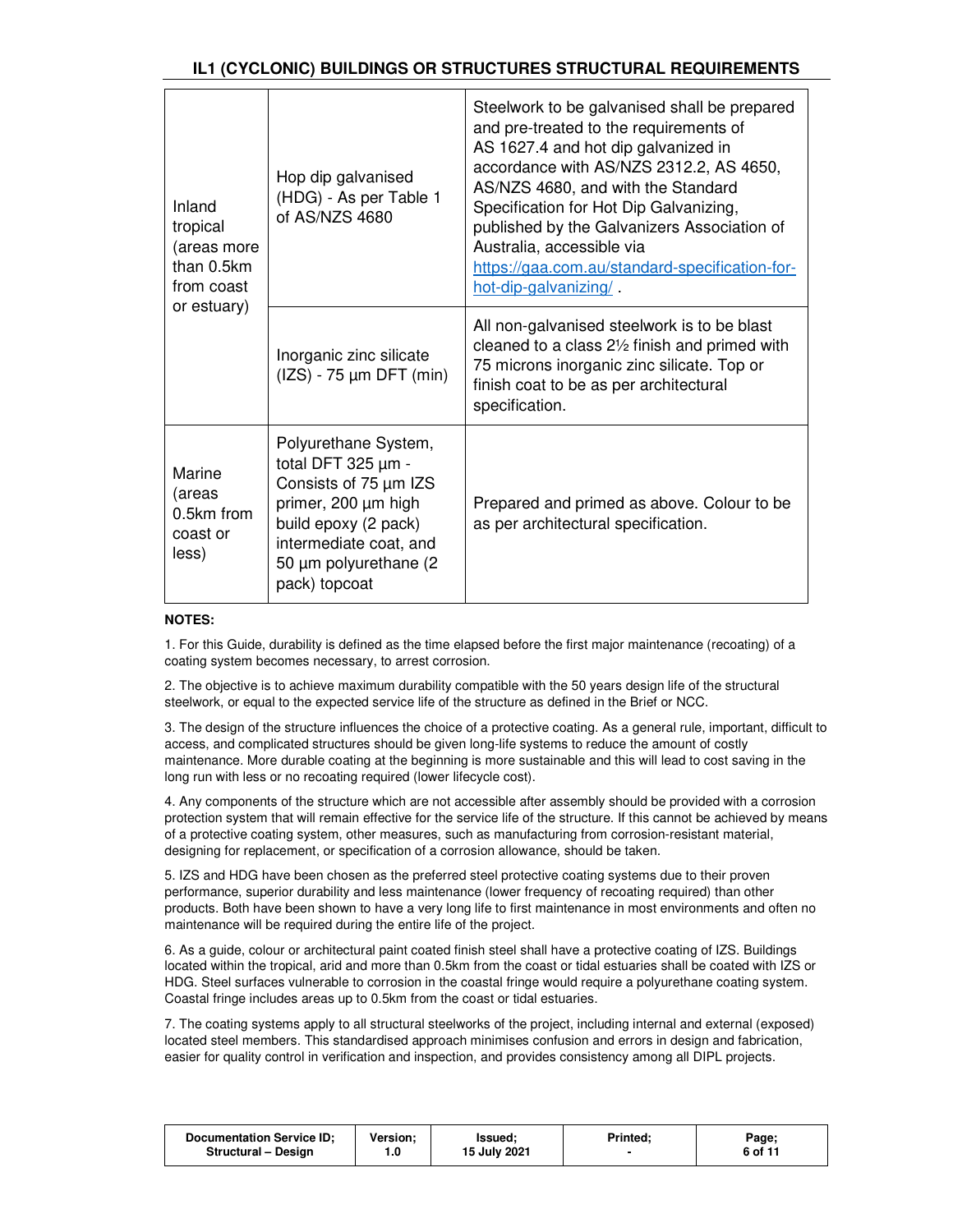| | | |
|---|---|---|
| Inland tropical (areas more than 0.5km from coast or estuary) | Hop dip galvanised (HDG) - As per Table 1 of AS/NZS 4680 | Steelwork to be galvanised shall be prepared and pre-treated to the requirements of AS 1627.4 and hot dip galvanized in accordance with AS/NZS 2312.2, AS 4650, AS/NZS 4680, and with the Standard Specification for Hot Dip Galvanizing, published by the Galvanizers Association of Australia, accessible via [https://gaa.com.au/standard-specification-for-hot-dip-galvanizing/](https://gaa.com.au/standard-specification-for-hot-dip-galvanizing/) . |
| | Inorganic zinc silicate (IZS) - 75 µm DFT (min) | All non-galvanised steelwork is to be blast cleaned to a class 2½ finish and primed with 75 microns inorganic zinc silicate. Top or finish coat to be as per architectural specification. |
| Marine (areas 0.5km from coast or less) | Polyurethane System, total DFT 325 µm - Consists of 75 µm IZS primer, 200 µm high build epoxy (2 pack) intermediate coat, and 50 µm polyurethane (2 pack) topcoat | Prepared and primed as above. Colour to be as per architectural specification. |

**NOTES:**

1. For this Guide, durability is defined as the time elapsed before the first major maintenance (recoating) of a coating system becomes necessary, to arrest corrosion.

2. The objective is to achieve maximum durability compatible with the 50 years design life of the structural steelwork, or equal to the expected service life of the structure as defined in the Brief or NCC.

3. The design of the structure influences the choice of a protective coating. As a general rule, important, difficult to access, and complicated structures should be given long-life systems to reduce the amount of costly maintenance. More durable coating at the beginning is more sustainable and this will lead to cost saving in the long run with less or no recoating required (lower lifecycle cost).

4. Any components of the structure which are not accessible after assembly should be provided with a corrosion protection system that will remain effective for the service life of the structure. If this cannot be achieved by means of a protective coating system, other measures, such as manufacturing from corrosion-resistant material, designing for replacement, or specification of a corrosion allowance, should be taken.

5. IZS and HDG have been chosen as the preferred steel protective coating systems due to their proven performance, superior durability and less maintenance (lower frequency of recoating required) than other products. Both have been shown to have a very long life to first maintenance in most environments and often no maintenance will be required during the entire life of the project.

6. As a guide, colour or architectural paint coated finish steel shall have a protective coating of IZS. Buildings located within the tropical, arid and more than 0.5km from the coast or tidal estuaries shall be coated with IZS or HDG. Steel surfaces vulnerable to corrosion in the coastal fringe would require a polyurethane coating system. Coastal fringe includes areas up to 0.5km from the coast or tidal estuaries.

7. The coating systems apply to all structural steelworks of the project, including internal and external (exposed) located steel members. This standardised approach minimises confusion and errors in design and fabrication, easier for quality control in verification and inspection, and provides consistency among all DIPL projects.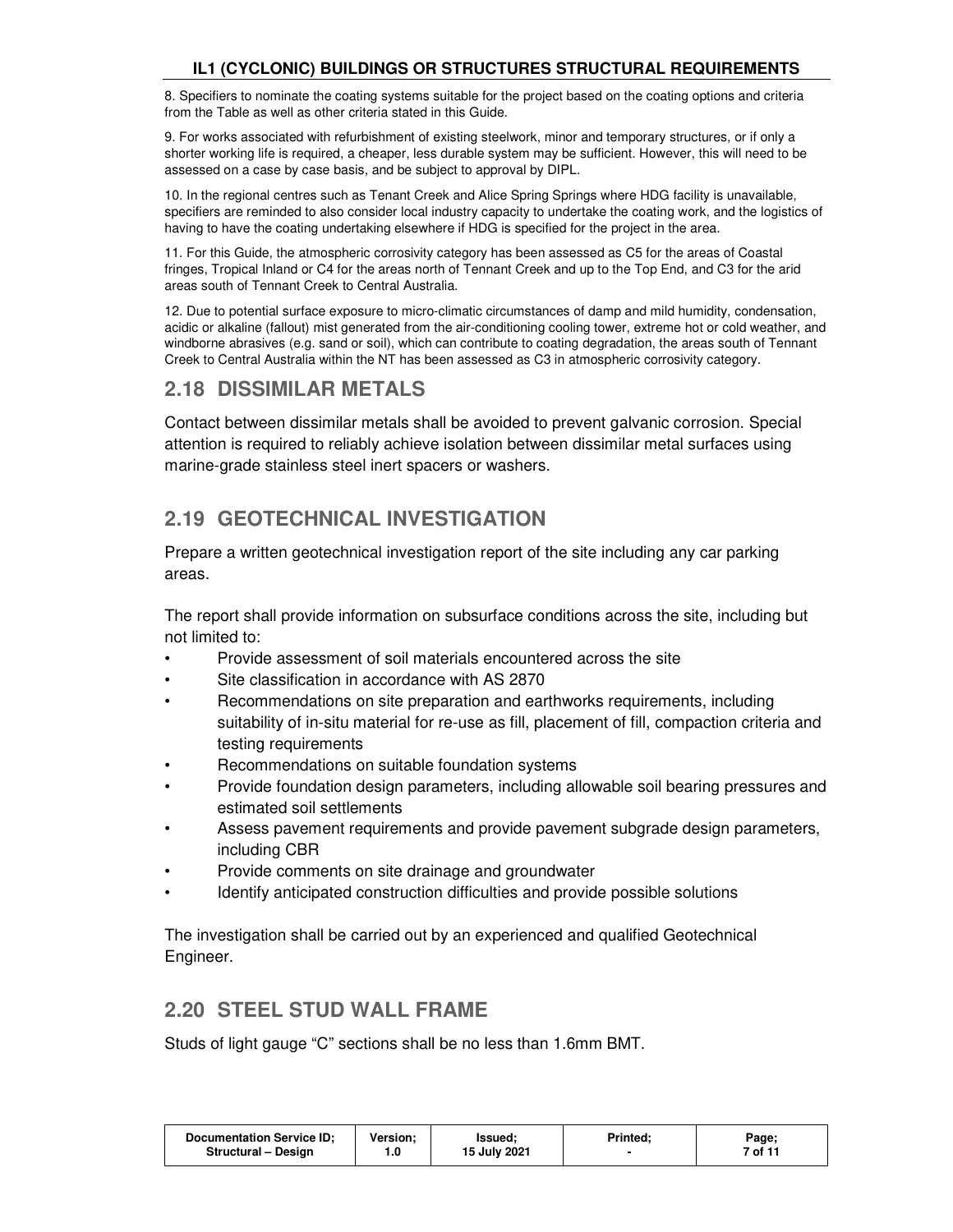8. Specifiers to nominate the coating systems suitable for the project based on the coating options and criteria from the Table as well as other criteria stated in this Guide.

9. For works associated with refurbishment of existing steelwork, minor and temporary structures, or if only a shorter working life is required, a cheaper, less durable system may be sufficient. However, this will need to be assessed on a case by case basis, and be subject to approval by DIPL.

10. In the regional centres such as Tenant Creek and Alice Spring Springs where HDG facility is unavailable, specifiers are reminded to also consider local industry capacity to undertake the coating work, and the logistics of having to have the coating undertaking elsewhere if HDG is specified for the project in the area.

11. For this Guide, the atmospheric corrosivity category has been assessed as C5 for the areas of Coastal fringes, Tropical Inland or C4 for the areas north of Tennant Creek and up to the Top End, and C3 for the arid areas south of Tennant Creek to Central Australia.

12. Due to potential surface exposure to micro-climatic circumstances of damp and mild humidity, condensation, acidic or alkaline (fallout) mist generated from the air-conditioning cooling tower, extreme hot or cold weather, and windborne abrasives (e.g. sand or soil), which can contribute to coating degradation, the areas south of Tennant Creek to Central Australia within the NT has been assessed as C3 in atmospheric corrosivity category.

## 2.18 DISSIMILAR METALS

Contact between dissimilar metals shall be avoided to prevent galvanic corrosion. Special attention is required to reliably achieve isolation between dissimilar metal surfaces using marine-grade stainless steel inert spacers or washers.

## 2.19 GEOTECHNICAL INVESTIGATION

Prepare a written geotechnical investigation report of the site including any car parking areas.

The report shall provide information on subsurface conditions across the site, including but not limited to:

- Provide assessment of soil materials encountered across the site
- Site classification in accordance with AS 2870
- Recommendations on site preparation and earthworks requirements, including suitability of in-situ material for re-use as fill, placement of fill, compaction criteria and testing requirements
- Recommendations on suitable foundation systems
- Provide foundation design parameters, including allowable soil bearing pressures and estimated soil settlements
- Assess pavement requirements and provide pavement subgrade design parameters, including CBR
- Provide comments on site drainage and groundwater
- Identify anticipated construction difficulties and provide possible solutions

The investigation shall be carried out by an experienced and qualified Geotechnical Engineer.

## 2.20 STEEL STUD WALL FRAME

Studs of light gauge "C" sections shall be no less than 1.6mm BMT.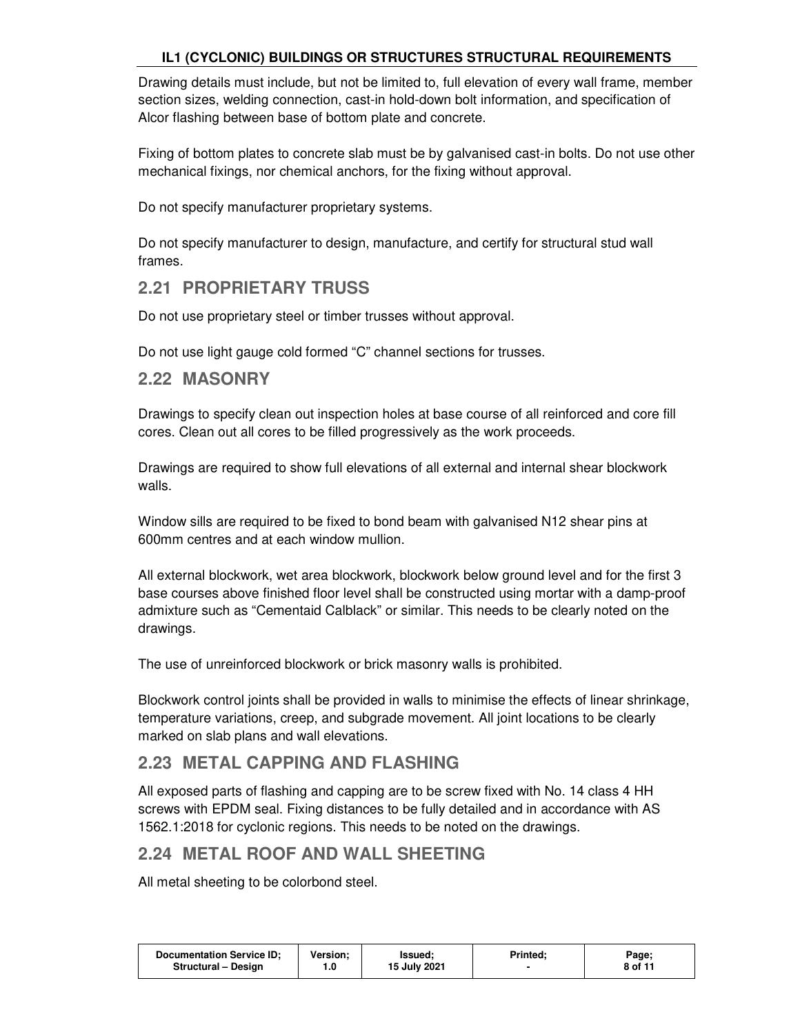Drawing details must include, but not be limited to, full elevation of every wall frame, member section sizes, welding connection, cast-in hold-down bolt information, and specification of Alcor flashing between base of bottom plate and concrete.

Fixing of bottom plates to concrete slab must be by galvanised cast-in bolts. Do not use other mechanical fixings, nor chemical anchors, for the fixing without approval.

Do not specify manufacturer proprietary systems.

Do not specify manufacturer to design, manufacture, and certify for structural stud wall frames.

## 2.21 PROPRIETARY TRUSS

Do not use proprietary steel or timber trusses without approval.

Do not use light gauge cold formed "C" channel sections for trusses.

## 2.22 MASONRY

Drawings to specify clean out inspection holes at base course of all reinforced and core fill cores. Clean out all cores to be filled progressively as the work proceeds.

Drawings are required to show full elevations of all external and internal shear blockwork walls.

Window sills are required to be fixed to bond beam with galvanised N12 shear pins at 600mm centres and at each window mullion.

All external blockwork, wet area blockwork, blockwork below ground level and for the first 3 base courses above finished floor level shall be constructed using mortar with a damp-proof admixture such as "Cementaid Calblack" or similar. This needs to be clearly noted on the drawings.

The use of unreinforced blockwork or brick masonry walls is prohibited.

Blockwork control joints shall be provided in walls to minimise the effects of linear shrinkage, temperature variations, creep, and subgrade movement. All joint locations to be clearly marked on slab plans and wall elevations.

## 2.23 METAL CAPPING AND FLASHING

All exposed parts of flashing and capping are to be screw fixed with No. 14 class 4 HH screws with EPDM seal. Fixing distances to be fully detailed and in accordance with AS 1562.1:2018 for cyclonic regions. This needs to be noted on the drawings.

## 2.24 METAL ROOF AND WALL SHEETING

All metal sheeting to be colorbond steel.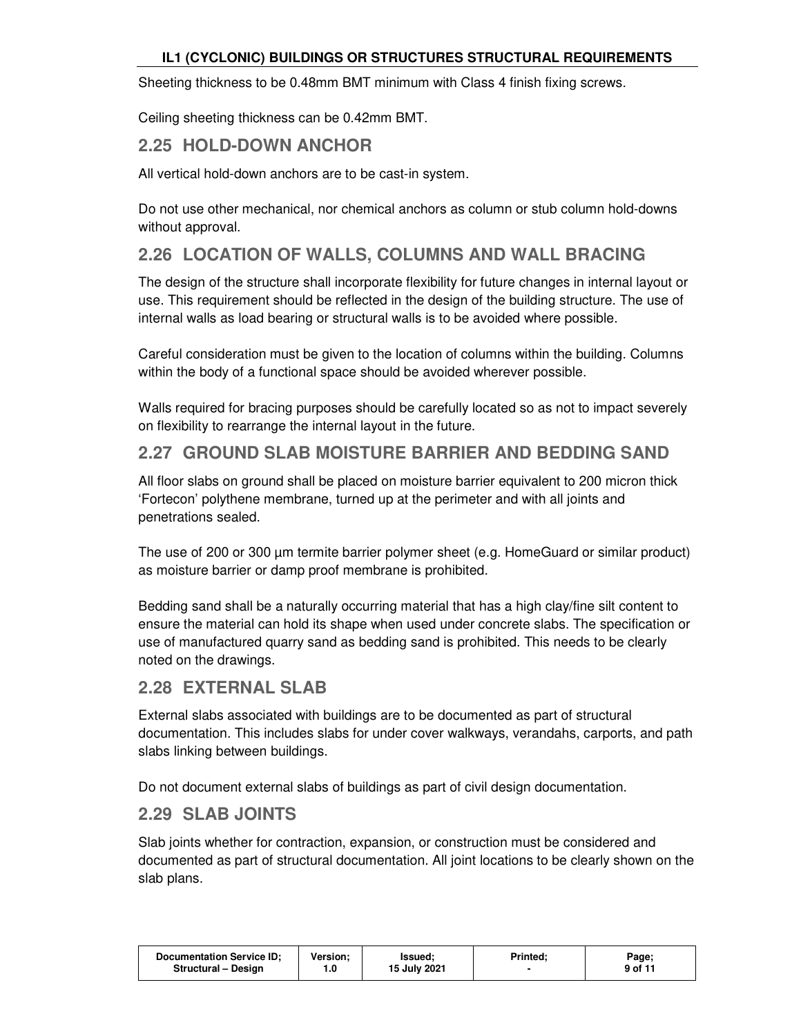Sheeting thickness to be 0.48mm BMT minimum with Class 4 finish fixing screws.

Ceiling sheeting thickness can be 0.42mm BMT.

## 2.25 HOLD-DOWN ANCHOR

All vertical hold-down anchors are to be cast-in system.

Do not use other mechanical, nor chemical anchors as column or stub column hold-downs without approval.

## 2.26 LOCATION OF WALLS, COLUMNS AND WALL BRACING

The design of the structure shall incorporate flexibility for future changes in internal layout or use. This requirement should be reflected in the design of the building structure. The use of internal walls as load bearing or structural walls is to be avoided where possible.

Careful consideration must be given to the location of columns within the building. Columns within the body of a functional space should be avoided wherever possible.

Walls required for bracing purposes should be carefully located so as not to impact severely on flexibility to rearrange the internal layout in the future.

## 2.27 GROUND SLAB MOISTURE BARRIER AND BEDDING SAND

All floor slabs on ground shall be placed on moisture barrier equivalent to 200 micron thick 'Fortecon' polythene membrane, turned up at the perimeter and with all joints and penetrations sealed.

The use of 200 or 300 µm termite barrier polymer sheet (e.g. HomeGuard or similar product) as moisture barrier or damp proof membrane is prohibited.

Bedding sand shall be a naturally occurring material that has a high clay/fine silt content to ensure the material can hold its shape when used under concrete slabs. The specification or use of manufactured quarry sand as bedding sand is prohibited. This needs to be clearly noted on the drawings.

## 2.28 EXTERNAL SLAB

External slabs associated with buildings are to be documented as part of structural documentation. This includes slabs for under cover walkways, verandahs, carports, and path slabs linking between buildings.

Do not document external slabs of buildings as part of civil design documentation.

## 2.29 SLAB JOINTS

Slab joints whether for contraction, expansion, or construction must be considered and documented as part of structural documentation. All joint locations to be clearly shown on the slab plans.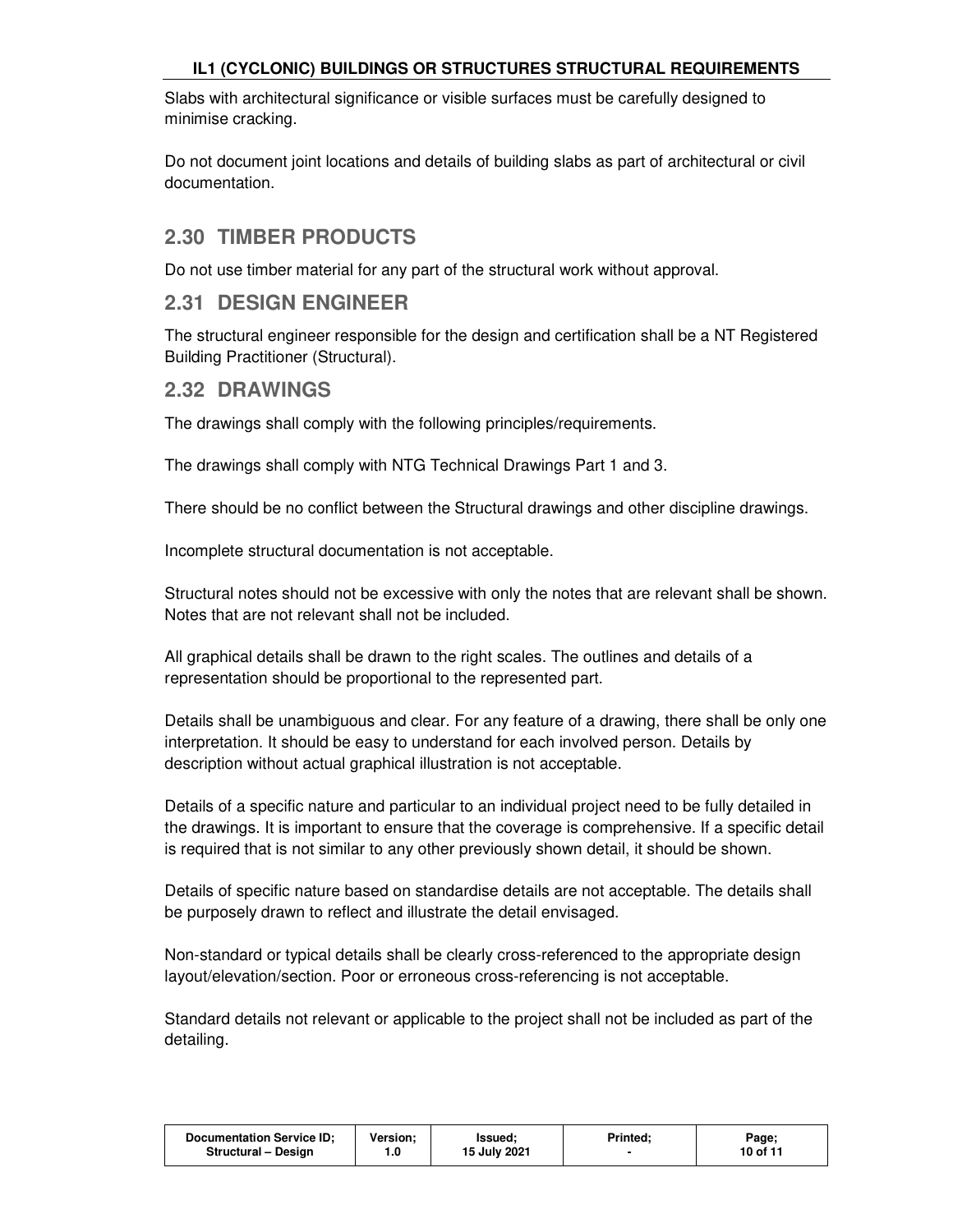Slabs with architectural significance or visible surfaces must be carefully designed to minimise cracking.

Do not document joint locations and details of building slabs as part of architectural or civil documentation.

## 2.30 TIMBER PRODUCTS

Do not use timber material for any part of the structural work without approval.

## 2.31 DESIGN ENGINEER

The structural engineer responsible for the design and certification shall be a NT Registered Building Practitioner (Structural).

## 2.32 DRAWINGS

The drawings shall comply with the following principles/requirements.

The drawings shall comply with NTG Technical Drawings Part 1 and 3.

There should be no conflict between the Structural drawings and other discipline drawings.

Incomplete structural documentation is not acceptable.

Structural notes should not be excessive with only the notes that are relevant shall be shown. Notes that are not relevant shall not be included.

All graphical details shall be drawn to the right scales. The outlines and details of a representation should be proportional to the represented part.

Details shall be unambiguous and clear. For any feature of a drawing, there shall be only one interpretation. It should be easy to understand for each involved person. Details by description without actual graphical illustration is not acceptable.

Details of a specific nature and particular to an individual project need to be fully detailed in the drawings. It is important to ensure that the coverage is comprehensive. If a specific detail is required that is not similar to any other previously shown detail, it should be shown.

Details of specific nature based on standardise details are not acceptable. The details shall be purposely drawn to reflect and illustrate the detail envisaged.

Non-standard or typical details shall be clearly cross-referenced to the appropriate design layout/elevation/section. Poor or erroneous cross-referencing is not acceptable.

Standard details not relevant or applicable to the project shall not be included as part of the detailing.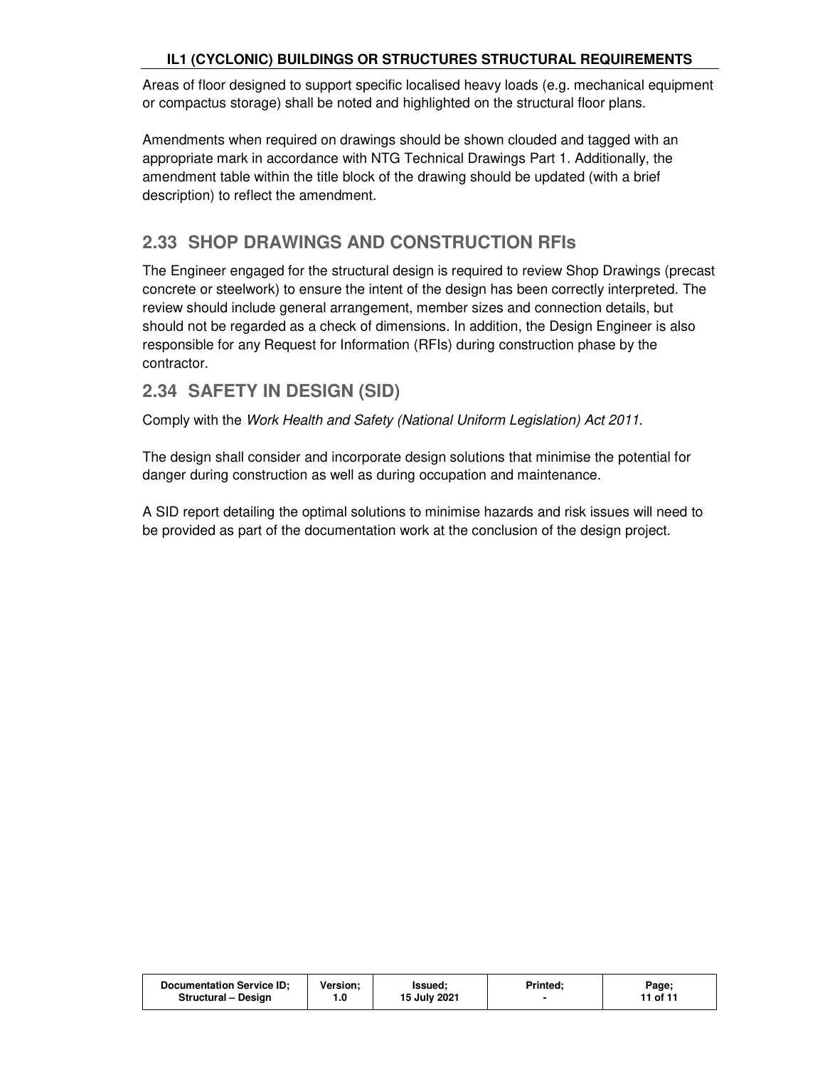Areas of floor designed to support specific localised heavy loads (e.g. mechanical equipment or compactus storage) shall be noted and highlighted on the structural floor plans.

Amendments when required on drawings should be shown clouded and tagged with an appropriate mark in accordance with NTG Technical Drawings Part 1. Additionally, the amendment table within the title block of the drawing should be updated (with a brief description) to reflect the amendment.

## 2.33 SHOP DRAWINGS AND CONSTRUCTION RFIs

The Engineer engaged for the structural design is required to review Shop Drawings (precast concrete or steelwork) to ensure the intent of the design has been correctly interpreted. The review should include general arrangement, member sizes and connection details, but should not be regarded as a check of dimensions. In addition, the Design Engineer is also responsible for any Request for Information (RFIs) during construction phase by the contractor.

## 2.34 SAFETY IN DESIGN (SID)

Comply with the *Work Health and Safety (National Uniform Legislation) Act 2011*.

The design shall consider and incorporate design solutions that minimise the potential for danger during construction as well as during occupation and maintenance.

A SID report detailing the optimal solutions to minimise hazards and risk issues will need to be provided as part of the documentation work at the conclusion of the design project.